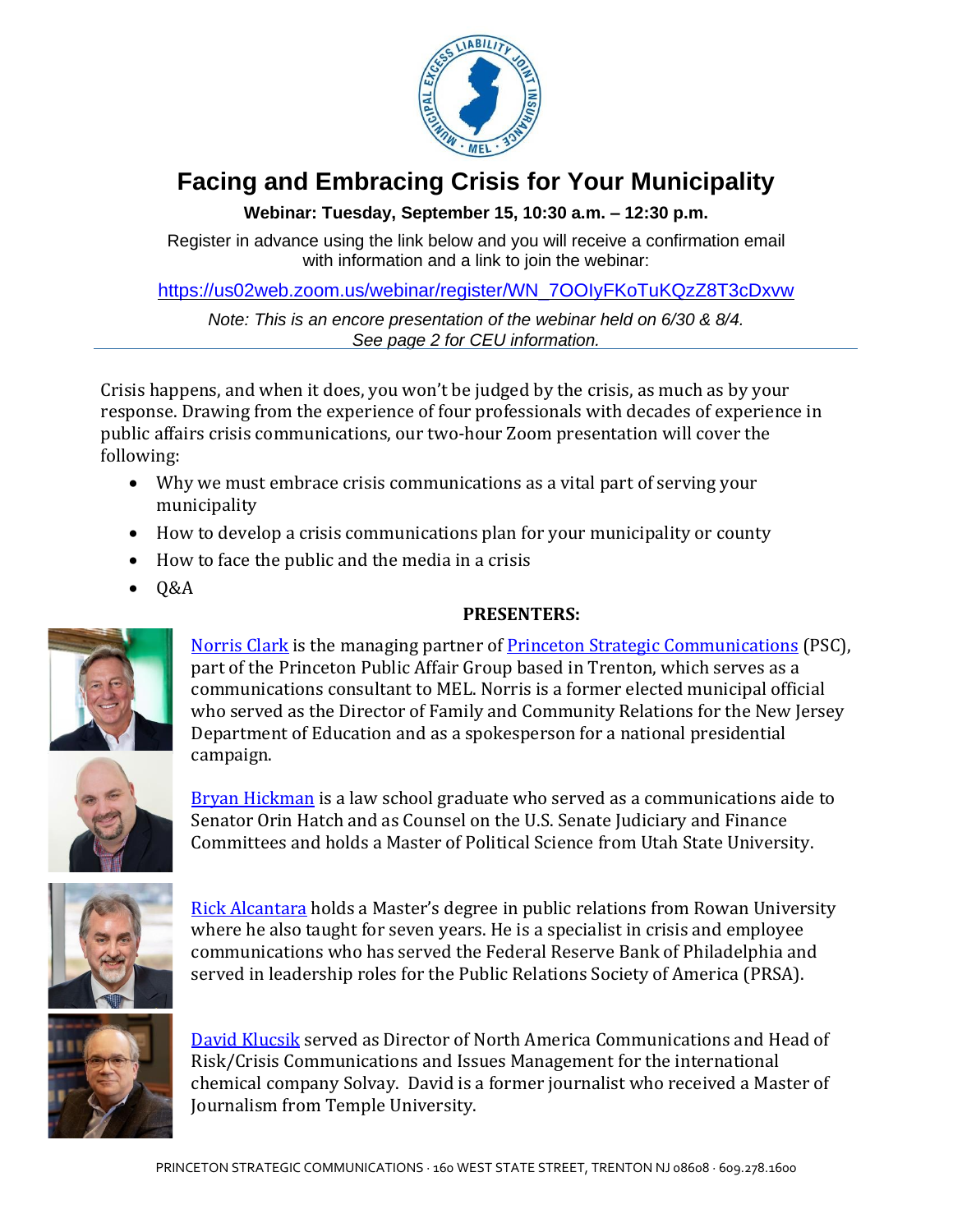# Facing and Embracing Crisis for Your Municipality

**Webinar: Tuesday, September 15, 10:30 a.m. – 12:30 p.m.**

Register in advance using the link below and you will receive a confirmation email with information and a link to join the webinar:

https://us02web.zoom.us/webinar/register/WN_7OOIyFKoTuKQzZ8T3cDxvw

*Note: This is an encore presentation of the webinar held on 6/30 & 8/4. See page 2 for CEU information.*

---

Crisis happens, and when it does, you won't be judged by the crisis, as much as by your response. Drawing from the experience of four professionals with decades of experience in public affairs crisis communications, our two-hour Zoom presentation will cover the following:

- Why we must embrace crisis communications as a vital part of serving your municipality
- How to develop a crisis communications plan for your municipality or county
- How to face the public and the media in a crisis
- Q&A

**PRESENTERS:**

Norris Clark is the managing partner of Princeton Strategic Communications (PSC), part of the Princeton Public Affair Group based in Trenton, which serves as a communications consultant to MEL. Norris is a former elected municipal official who served as the Director of Family and Community Relations for the New Jersey Department of Education and as a spokesperson for a national presidential campaign.

Bryan Hickman is a law school graduate who served as a communications aide to Senator Orin Hatch and as Counsel on the U.S. Senate Judiciary and Finance Committees and holds a Master of Political Science from Utah State University.

Rick Alcantara holds a Master's degree in public relations from Rowan University where he also taught for seven years. He is a specialist in crisis and employee communications who has served the Federal Reserve Bank of Philadelphia and served in leadership roles for the Public Relations Society of America (PRSA).

David Klucsik served as Director of North America Communications and Head of Risk/Crisis Communications and Issues Management for the international chemical company Solvay. David is a former journalist who received a Master of Journalism from Temple University.

PRINCETON STRATEGIC COMMUNICATIONS · 160 WEST STATE STREET, TRENTON NJ 08608 · 609.278.1600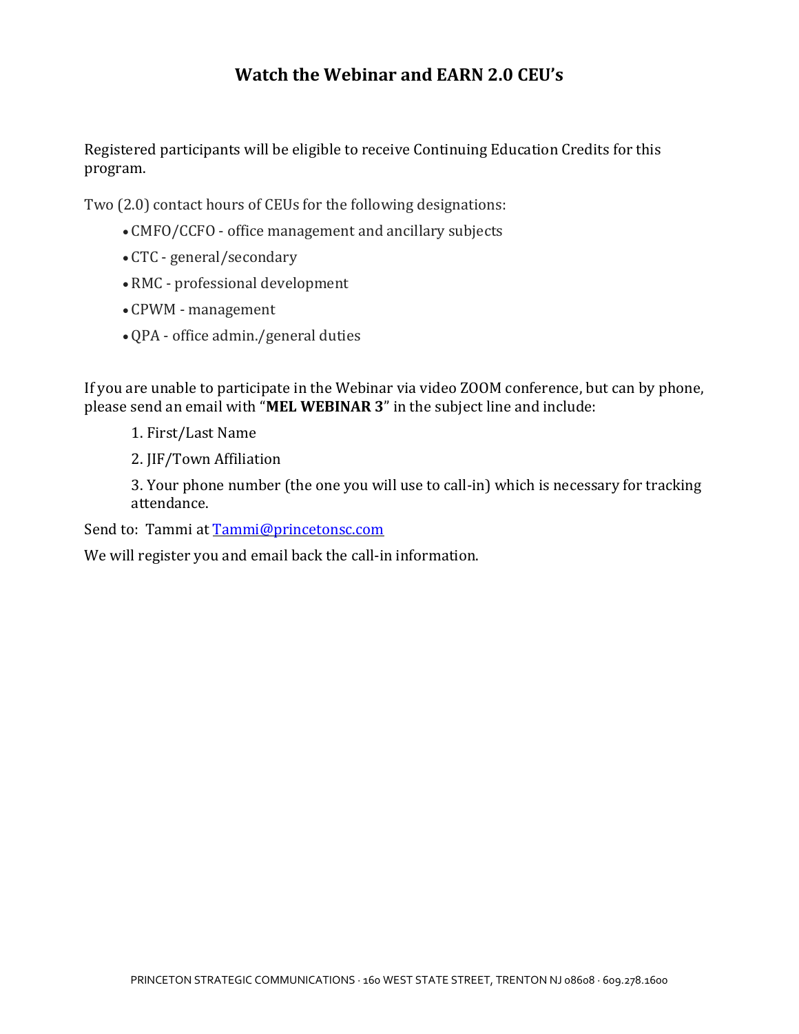# Watch the Webinar and EARN 2.0 CEU's

Registered participants will be eligible to receive Continuing Education Credits for this program.

Two (2.0) contact hours of CEUs for the following designations:

- CMFO/CCFO - office management and ancillary subjects
- CTC - general/secondary
- RMC - professional development
- CPWM - management
- QPA - office admin./general duties

If you are unable to participate in the Webinar via video ZOOM conference, but can by phone, please send an email with "**MEL WEBINAR 3**" in the subject line and include:

1. First/Last Name
2. JIF/Town Affiliation
3. Your phone number (the one you will use to call-in) which is necessary for tracking attendance.

Send to: Tammi at [Tammi@princetonsc.com](mailto:Tammi@princetonsc.com)

We will register you and email back the call-in information.

PRINCETON STRATEGIC COMMUNICATIONS · 160 WEST STATE STREET, TRENTON NJ 08608 · 609.278.1600